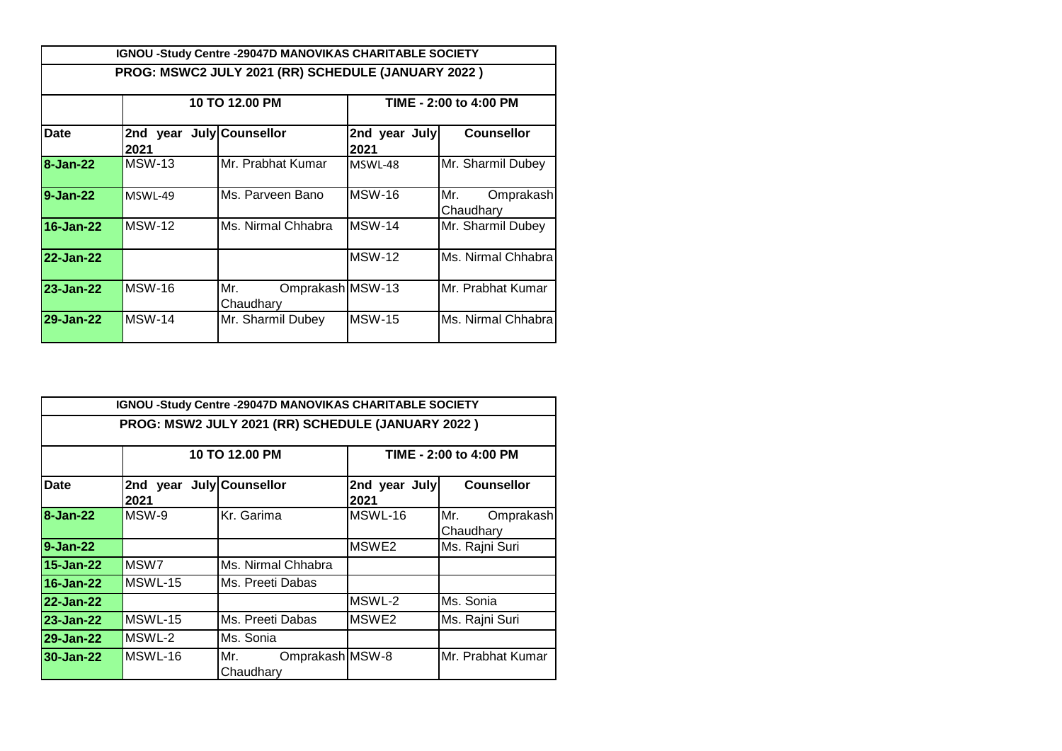| IGNOU -Study Centre -29047D MANOVIKAS CHARITABLE SOCIETY | | | | |
|---|---|---|---|---|
| PROG: MSWC2 JULY 2021 (RR) SCHEDULE (JANUARY 2022 ) | | | | |
| | 10 TO 12.00 PM | | TIME - 2:00 to 4:00 PM | |
| **Date** | **2nd year July 2021** | **Counsellor** | **2nd year July 2021** | **Counsellor** |
| **8-Jan-22** | MSW-13 | Mr. Prabhat Kumar | MSWL-48 | Mr. Sharmil Dubey |
| **9-Jan-22** | MSWL-49 | Ms. Parveen Bano | MSW-16 | Mr. Omprakash Chaudhary |
| **16-Jan-22** | MSW-12 | Ms. Nirmal Chhabra | MSW-14 | Mr. Sharmil Dubey |
| **22-Jan-22** | | | MSW-12 | Ms. Nirmal Chhabra |
| **23-Jan-22** | MSW-16 | Mr. Omprakash Chaudhary | MSW-13 | Mr. Prabhat Kumar |
| **29-Jan-22** | MSW-14 | Mr. Sharmil Dubey | MSW-15 | Ms. Nirmal Chhabra |

| IGNOU -Study Centre -29047D MANOVIKAS CHARITABLE SOCIETY | | | | |
|---|---|---|---|---|
| PROG: MSW2 JULY 2021 (RR) SCHEDULE (JANUARY 2022 ) | | | | |
| | 10 TO 12.00 PM | | TIME - 2:00 to 4:00 PM | |
| **Date** | **2nd year July 2021** | **Counsellor** | **2nd year July 2021** | **Counsellor** |
| **8-Jan-22** | MSW-9 | Kr. Garima | MSWL-16 | Mr. Omprakash Chaudhary |
| **9-Jan-22** | | | MSWE2 | Ms. Rajni Suri |
| **15-Jan-22** | MSW7 | Ms. Nirmal Chhabra | | |
| **16-Jan-22** | MSWL-15 | Ms. Preeti Dabas | | |
| **22-Jan-22** | | | MSWL-2 | Ms. Sonia |
| **23-Jan-22** | MSWL-15 | Ms. Preeti Dabas | MSWE2 | Ms. Rajni Suri |
| **29-Jan-22** | MSWL-2 | Ms. Sonia | | |
| **30-Jan-22** | MSWL-16 | Mr. Omprakash Chaudhary | MSW-8 | Mr. Prabhat Kumar |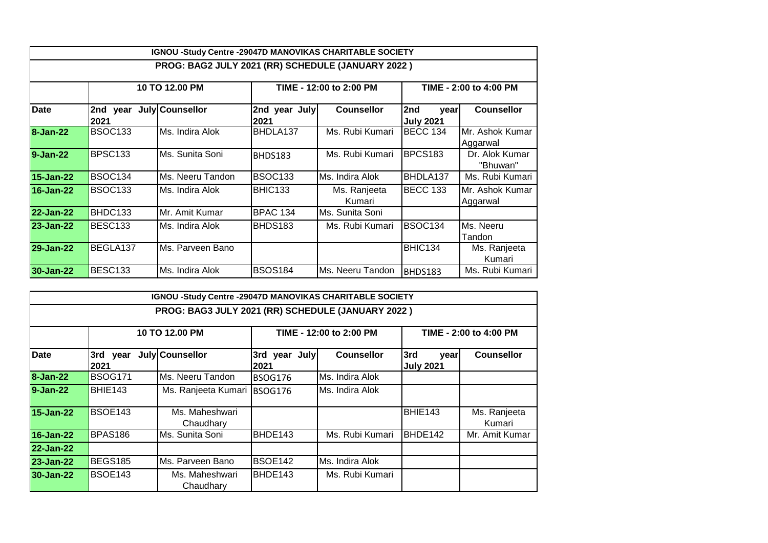| IGNOU -Study Centre -29047D MANOVIKAS CHARITABLE SOCIETY | | | | | | |
|---|---|---|---|---|---|---|
| PROG: BAG2 JULY 2021 (RR) SCHEDULE (JANUARY 2022 ) | | | | | | |
| | 10 TO 12.00 PM | | TIME - 12:00 to 2:00 PM | | TIME - 2:00 to 4:00 PM | |
| Date | 2nd year July 2021 | Counsellor | 2nd year July 2021 | Counsellor | 2nd year July 2021 | Counsellor |
| 8-Jan-22 | BSOC133 | Ms. Indira Alok | BHDLA137 | Ms. Rubi Kumari | BECC 134 | Mr. Ashok Kumar Aggarwal |
| 9-Jan-22 | BPSC133 | Ms. Sunita Soni | BHDS183 | Ms. Rubi Kumari | BPCS183 | Dr. Alok Kumar "Bhuwan" |
| 15-Jan-22 | BSOC134 | Ms. Neeru Tandon | BSOC133 | Ms. Indira Alok | BHDLA137 | Ms. Rubi Kumari |
| 16-Jan-22 | BSOC133 | Ms. Indira Alok | BHIC133 | Ms. Ranjeeta Kumari | BECC 133 | Mr. Ashok Kumar Aggarwal |
| 22-Jan-22 | BHDC133 | Mr. Amit Kumar | BPAC 134 | Ms. Sunita Soni | | |
| 23-Jan-22 | BESC133 | Ms. Indira Alok | BHDS183 | Ms. Rubi Kumari | BSOC134 | Ms. Neeru Tandon |
| 29-Jan-22 | BEGLA137 | Ms. Parveen Bano | | | BHIC134 | Ms. Ranjeeta Kumari |
| 30-Jan-22 | BESC133 | Ms. Indira Alok | BSOS184 | Ms. Neeru Tandon | BHDS183 | Ms. Rubi Kumari |

| IGNOU -Study Centre -29047D MANOVIKAS CHARITABLE SOCIETY | | | | | | |
|---|---|---|---|---|---|---|
| PROG: BAG3 JULY 2021 (RR) SCHEDULE (JANUARY 2022 ) | | | | | | |
| | 10 TO 12.00 PM | | TIME - 12:00 to 2:00 PM | | TIME - 2:00 to 4:00 PM | |
| Date | 3rd year July 2021 | Counsellor | 3rd year July 2021 | Counsellor | 3rd year July 2021 | Counsellor |
| 8-Jan-22 | BSOG171 | Ms. Neeru Tandon | BSOG176 | Ms. Indira Alok | | |
| 9-Jan-22 | BHIE143 | Ms. Ranjeeta Kumari | BSOG176 | Ms. Indira Alok | | |
| 15-Jan-22 | BSOE143 | Ms. Maheshwari Chaudhary | | | BHIE143 | Ms. Ranjeeta Kumari |
| 16-Jan-22 | BPAS186 | Ms. Sunita Soni | BHDE143 | Ms. Rubi Kumari | BHDE142 | Mr. Amit Kumar |
| 22-Jan-22 | | | | | | |
| 23-Jan-22 | BEGS185 | Ms. Parveen Bano | BSOE142 | Ms. Indira Alok | | |
| 30-Jan-22 | BSOE143 | Ms. Maheshwari Chaudhary | BHDE143 | Ms. Rubi Kumari | | |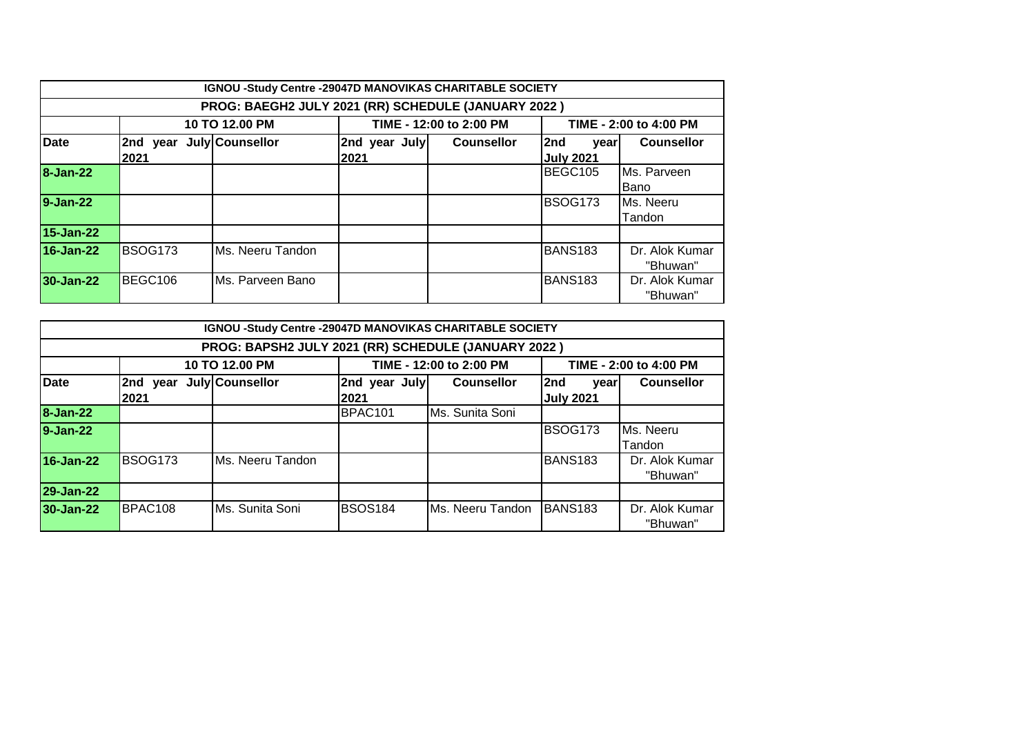| IGNOU -Study Centre -29047D MANOVIKAS CHARITABLE SOCIETY | | | | | | |
|---|---|---|---|---|---|---|
| PROG: BAEGH2 JULY 2021 (RR) SCHEDULE (JANUARY 2022 ) | | | | | | |
| | 10 TO 12.00 PM | | TIME - 12:00 to 2:00 PM | | TIME - 2:00 to 4:00 PM | |
| Date | 2nd year July 2021 | Counsellor | 2nd year July 2021 | Counsellor | 2nd year July 2021 | Counsellor |
| 8-Jan-22 | | | | | BEGC105 | Ms. Parveen Bano |
| 9-Jan-22 | | | | | BSOG173 | Ms. Neeru Tandon |
| 15-Jan-22 | | | | | | |
| 16-Jan-22 | BSOG173 | Ms. Neeru Tandon | | | BANS183 | Dr. Alok Kumar "Bhuwan" |
| 30-Jan-22 | BEGC106 | Ms. Parveen Bano | | | BANS183 | Dr. Alok Kumar "Bhuwan" |

| IGNOU -Study Centre -29047D MANOVIKAS CHARITABLE SOCIETY | | | | | | |
|---|---|---|---|---|---|---|
| PROG: BAPSH2 JULY 2021 (RR) SCHEDULE (JANUARY 2022 ) | | | | | | |
| | 10 TO 12.00 PM | | TIME - 12:00 to 2:00 PM | | TIME - 2:00 to 4:00 PM | |
| Date | 2nd year July 2021 | Counsellor | 2nd year July 2021 | Counsellor | 2nd year July 2021 | Counsellor |
| 8-Jan-22 | | | BPAC101 | Ms. Sunita Soni | | |
| 9-Jan-22 | | | | | BSOG173 | Ms. Neeru Tandon |
| 16-Jan-22 | BSOG173 | Ms. Neeru Tandon | | | BANS183 | Dr. Alok Kumar "Bhuwan" |
| 29-Jan-22 | | | | | | |
| 30-Jan-22 | BPAC108 | Ms. Sunita Soni | BSOS184 | Ms. Neeru Tandon | BANS183 | Dr. Alok Kumar "Bhuwan" |